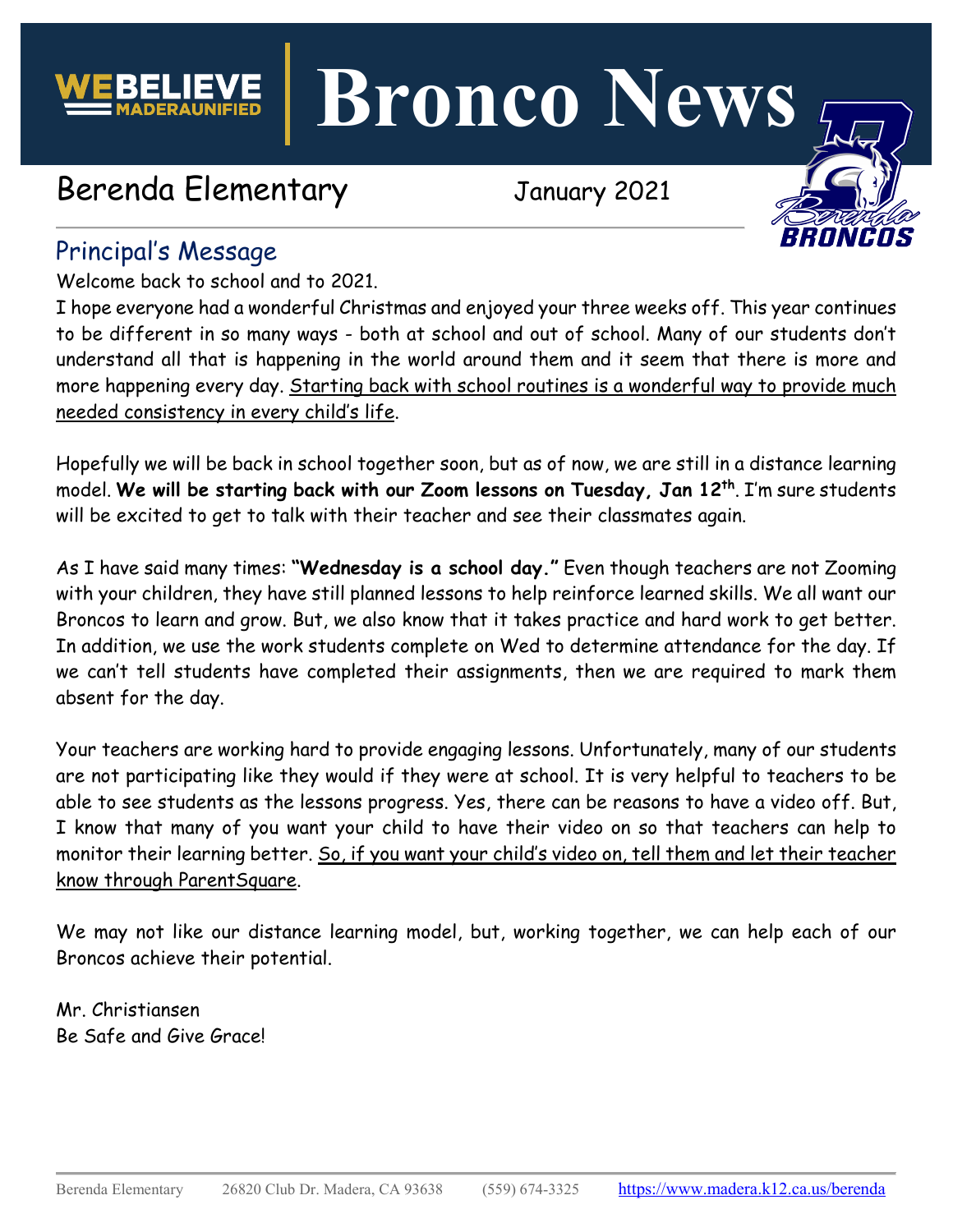# Bronco News

WE BELIEVE MADERA UNIFIED

## Berenda Elementary

January 2021

## Principal's Message

Welcome back to school and to 2021.

I hope everyone had a wonderful Christmas and enjoyed your three weeks off. This year continues to be different in so many ways - both at school and out of school. Many of our students don't understand all that is happening in the world around them and it seem that there is more and more happening every day. <u>Starting back with school routines is a wonderful way to provide much needed consistency in every child's life</u>.

Hopefully we will be back in school together soon, but as of now, we are still in a distance learning model. **We will be starting back with our Zoom lessons on Tuesday, Jan 12th**. I'm sure students will be excited to get to talk with their teacher and see their classmates again.

As I have said many times: **"Wednesday is a school day."** Even though teachers are not Zooming with your children, they have still planned lessons to help reinforce learned skills. We all want our Broncos to learn and grow. But, we also know that it takes practice and hard work to get better. In addition, we use the work students complete on Wed to determine attendance for the day. If we can't tell students have completed their assignments, then we are required to mark them absent for the day.

Your teachers are working hard to provide engaging lessons. Unfortunately, many of our students are not participating like they would if they were at school. It is very helpful to teachers to be able to see students as the lessons progress. Yes, there can be reasons to have a video off. But, I know that many of you want your child to have their video on so that teachers can help to monitor their learning better. <u>So, if you want your child's video on, tell them and let their teacher know through ParentSquare</u>.

We may not like our distance learning model, but, working together, we can help each of our Broncos achieve their potential.

Mr. Christiansen
Be Safe and Give Grace!

Berenda Elementary 26820 Club Dr. Madera, CA 93638 (559) 674-3325 https://www.madera.k12.ca.us/berenda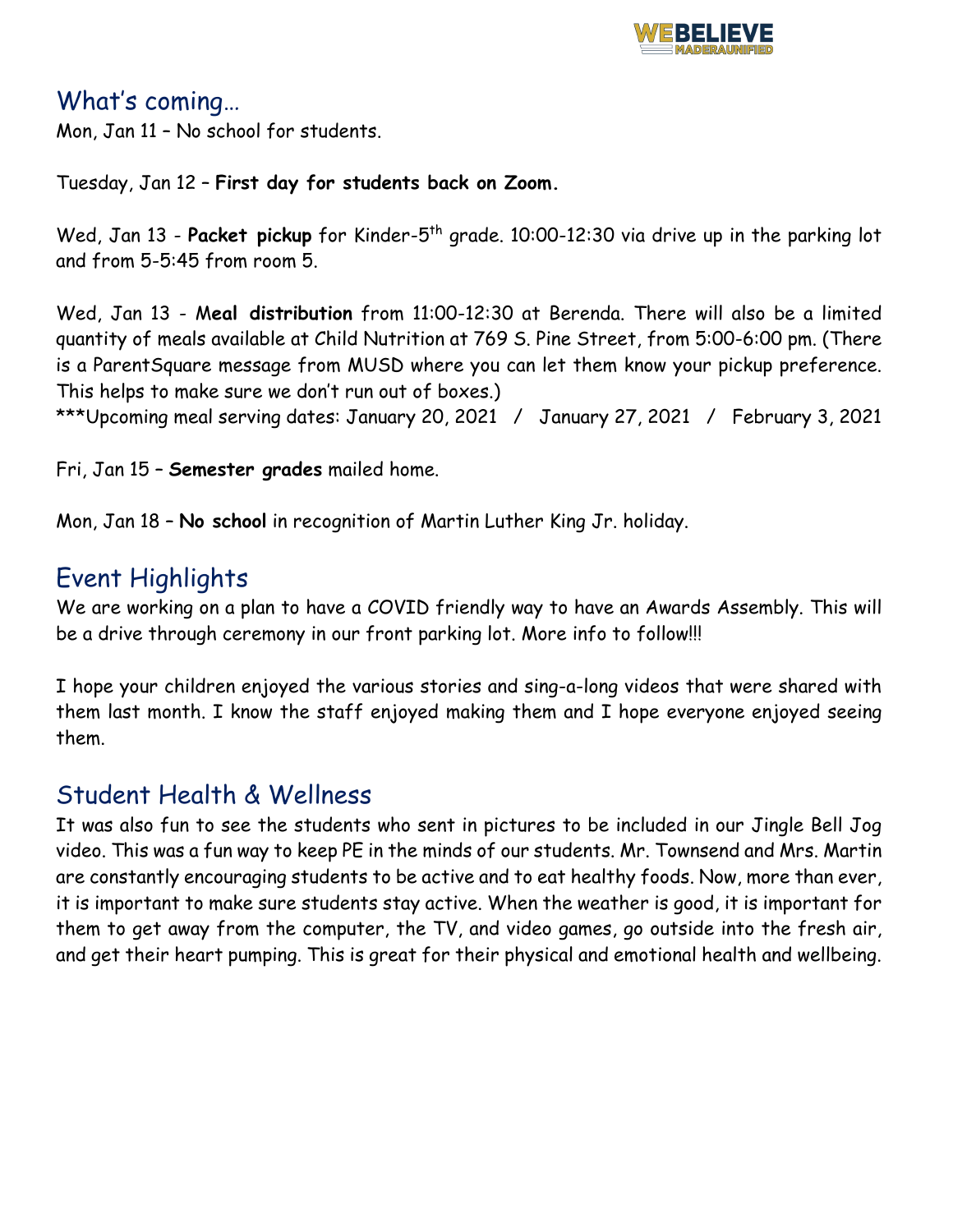## What's coming…

Mon, Jan 11 – No school for students.

Tuesday, Jan 12 – **First day for students back on Zoom.**

Wed, Jan 13 - **Packet pickup** for Kinder-5th grade. 10:00-12:30 via drive up in the parking lot and from 5-5:45 from room 5.

Wed, Jan 13 - M**eal distribution** from 11:00-12:30 at Berenda. There will also be a limited quantity of meals available at Child Nutrition at 769 S. Pine Street, from 5:00-6:00 pm. (There is a ParentSquare message from MUSD where you can let them know your pickup preference. This helps to make sure we don't run out of boxes.)
***Upcoming meal serving dates: January 20, 2021 / January 27, 2021 / February 3, 2021

Fri, Jan 15 – **Semester grades** mailed home.

Mon, Jan 18 – **No school** in recognition of Martin Luther King Jr. holiday.

## Event Highlights

We are working on a plan to have a COVID friendly way to have an Awards Assembly. This will be a drive through ceremony in our front parking lot. More info to follow!!!

I hope your children enjoyed the various stories and sing-a-long videos that were shared with them last month. I know the staff enjoyed making them and I hope everyone enjoyed seeing them.

## Student Health & Wellness

It was also fun to see the students who sent in pictures to be included in our Jingle Bell Jog video. This was a fun way to keep PE in the minds of our students. Mr. Townsend and Mrs. Martin are constantly encouraging students to be active and to eat healthy foods. Now, more than ever, it is important to make sure students stay active. When the weather is good, it is important for them to get away from the computer, the TV, and video games, go outside into the fresh air, and get their heart pumping. This is great for their physical and emotional health and wellbeing.